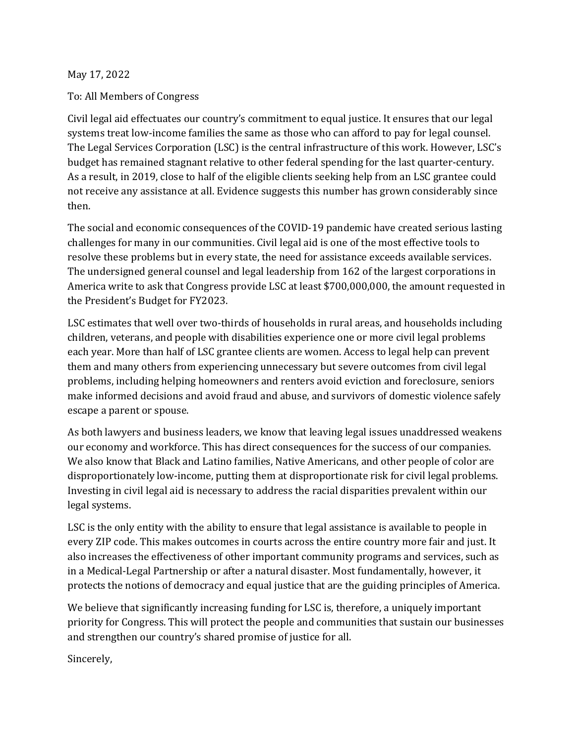May 17, 2022

To: All Members of Congress

Civil legal aid effectuates our country's commitment to equal justice. It ensures that our legal systems treat low-income families the same as those who can afford to pay for legal counsel. The Legal Services Corporation (LSC) is the central infrastructure of this work. However, LSC's budget has remained stagnant relative to other federal spending for the last quarter-century. As a result, in 2019, close to half of the eligible clients seeking help from an LSC grantee could not receive any assistance at all. Evidence suggests this number has grown considerably since then.

The social and economic consequences of the COVID-19 pandemic have created serious lasting challenges for many in our communities. Civil legal aid is one of the most effective tools to resolve these problems but in every state, the need for assistance exceeds available services. The undersigned general counsel and legal leadership from 162 of the largest corporations in America write to ask that Congress provide LSC at least $700,000,000, the amount requested in the President's Budget for FY2023.

LSC estimates that well over two-thirds of households in rural areas, and households including children, veterans, and people with disabilities experience one or more civil legal problems each year. More than half of LSC grantee clients are women. Access to legal help can prevent them and many others from experiencing unnecessary but severe outcomes from civil legal problems, including helping homeowners and renters avoid eviction and foreclosure, seniors make informed decisions and avoid fraud and abuse, and survivors of domestic violence safely escape a parent or spouse.

As both lawyers and business leaders, we know that leaving legal issues unaddressed weakens our economy and workforce. This has direct consequences for the success of our companies. We also know that Black and Latino families, Native Americans, and other people of color are disproportionately low-income, putting them at disproportionate risk for civil legal problems. Investing in civil legal aid is necessary to address the racial disparities prevalent within our legal systems.

LSC is the only entity with the ability to ensure that legal assistance is available to people in every ZIP code. This makes outcomes in courts across the entire country more fair and just. It also increases the effectiveness of other important community programs and services, such as in a Medical-Legal Partnership or after a natural disaster. Most fundamentally, however, it protects the notions of democracy and equal justice that are the guiding principles of America.

We believe that significantly increasing funding for LSC is, therefore, a uniquely important priority for Congress. This will protect the people and communities that sustain our businesses and strengthen our country's shared promise of justice for all.

Sincerely,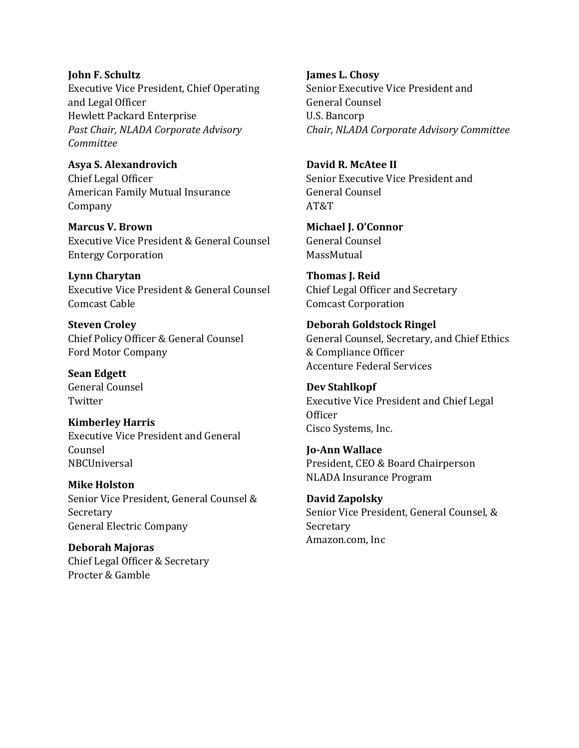**John F. Schultz**
Executive Vice President, Chief Operating and Legal Officer
Hewlett Packard Enterprise
*Past Chair, NLADA Corporate Advisory Committee*

**Asya S. Alexandrovich**
Chief Legal Officer
American Family Mutual Insurance Company

**Marcus V. Brown**
Executive Vice President & General Counsel
Entergy Corporation

**Lynn Charytan**
Executive Vice President & General Counsel
Comcast Cable

**Steven Croley**
Chief Policy Officer & General Counsel
Ford Motor Company

**Sean Edgett**
General Counsel
Twitter

**Kimberley Harris**
Executive Vice President and General Counsel
NBCUniversal

**Mike Holston**
Senior Vice President, General Counsel & Secretary
General Electric Company

**Deborah Majoras**
Chief Legal Officer & Secretary
Procter & Gamble

**James L. Chosy**
Senior Executive Vice President and General Counsel
U.S. Bancorp
*Chair, NLADA Corporate Advisory Committee*

**David R. McAtee II**
Senior Executive Vice President and General Counsel
AT&T

**Michael J. O'Connor**
General Counsel
MassMutual

**Thomas J. Reid**
Chief Legal Officer and Secretary
Comcast Corporation

**Deborah Goldstock Ringel**
General Counsel, Secretary, and Chief Ethics & Compliance Officer
Accenture Federal Services

**Dev Stahlkopf**
Executive Vice President and Chief Legal Officer
Cisco Systems, Inc.

**Jo-Ann Wallace**
President, CEO & Board Chairperson
NLADA Insurance Program

**David Zapolsky**
Senior Vice President, General Counsel, & Secretary
Amazon.com, Inc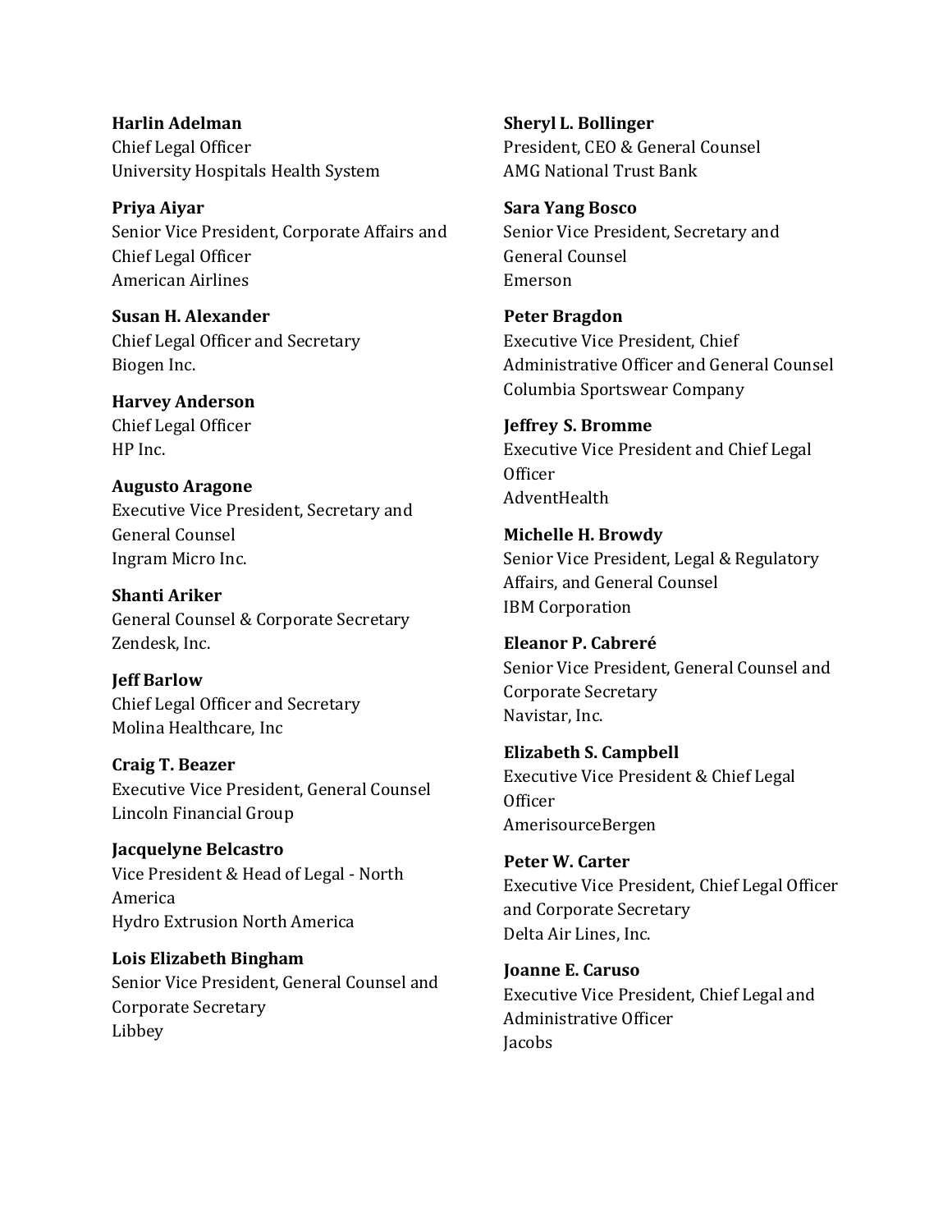**Harlin Adelman**
Chief Legal Officer
University Hospitals Health System

**Priya Aiyar**
Senior Vice President, Corporate Affairs and Chief Legal Officer
American Airlines

**Susan H. Alexander**
Chief Legal Officer and Secretary
Biogen Inc.

**Harvey Anderson**
Chief Legal Officer
HP Inc.

**Augusto Aragone**
Executive Vice President, Secretary and General Counsel
Ingram Micro Inc.

**Shanti Ariker**
General Counsel & Corporate Secretary
Zendesk, Inc.

**Jeff Barlow**
Chief Legal Officer and Secretary
Molina Healthcare, Inc

**Craig T. Beazer**
Executive Vice President, General Counsel
Lincoln Financial Group

**Jacquelyne Belcastro**
Vice President & Head of Legal - North America
Hydro Extrusion North America

**Lois Elizabeth Bingham**
Senior Vice President, General Counsel and Corporate Secretary
Libbey

**Sheryl L. Bollinger**
President, CEO & General Counsel
AMG National Trust Bank

**Sara Yang Bosco**
Senior Vice President, Secretary and General Counsel
Emerson

**Peter Bragdon**
Executive Vice President, Chief Administrative Officer and General Counsel
Columbia Sportswear Company

**Jeffrey S. Bromme**
Executive Vice President and Chief Legal Officer
AdventHealth

**Michelle H. Browdy**
Senior Vice President, Legal & Regulatory Affairs, and General Counsel
IBM Corporation

**Eleanor P. Cabreré**
Senior Vice President, General Counsel and Corporate Secretary
Navistar, Inc.

**Elizabeth S. Campbell**
Executive Vice President & Chief Legal Officer
AmerisourceBergen

**Peter W. Carter**
Executive Vice President, Chief Legal Officer and Corporate Secretary
Delta Air Lines, Inc.

**Joanne E. Caruso**
Executive Vice President, Chief Legal and Administrative Officer
Jacobs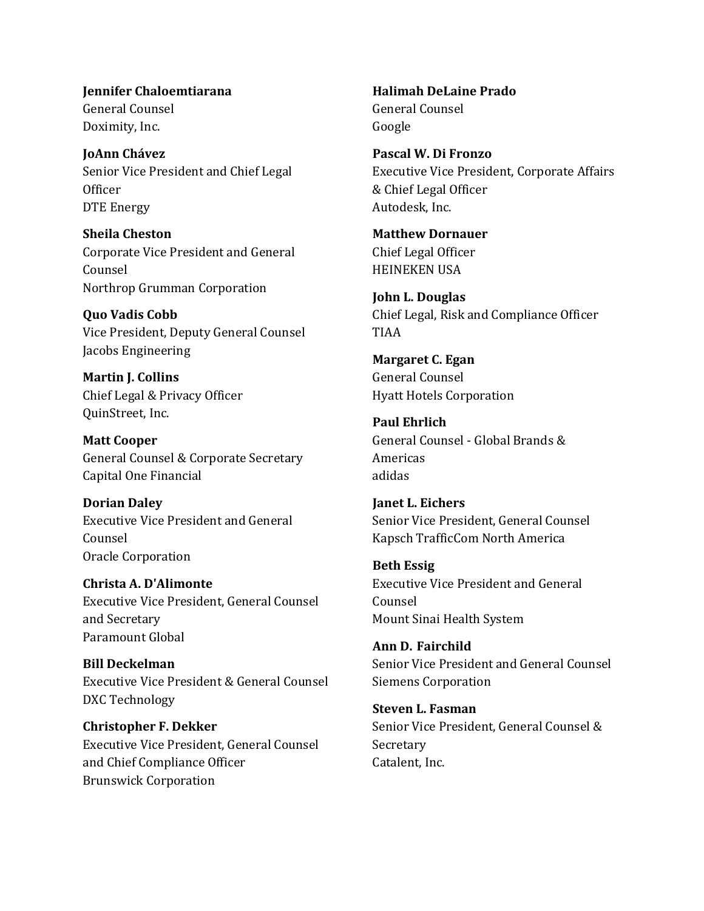**Jennifer Chaloemtiarana**
General Counsel
Doximity, Inc.

**JoAnn Chávez**
Senior Vice President and Chief Legal Officer
DTE Energy

**Sheila Cheston**
Corporate Vice President and General Counsel
Northrop Grumman Corporation

**Quo Vadis Cobb**
Vice President, Deputy General Counsel
Jacobs Engineering

**Martin J. Collins**
Chief Legal & Privacy Officer
QuinStreet, Inc.

**Matt Cooper**
General Counsel & Corporate Secretary
Capital One Financial

**Dorian Daley**
Executive Vice President and General Counsel
Oracle Corporation

**Christa A. D'Alimonte**
Executive Vice President, General Counsel and Secretary
Paramount Global

**Bill Deckelman**
Executive Vice President & General Counsel
DXC Technology

**Christopher F. Dekker**
Executive Vice President, General Counsel and Chief Compliance Officer
Brunswick Corporation

**Halimah DeLaine Prado**
General Counsel
Google

**Pascal W. Di Fronzo**
Executive Vice President, Corporate Affairs & Chief Legal Officer
Autodesk, Inc.

**Matthew Dornauer**
Chief Legal Officer
HEINEKEN USA

**John L. Douglas**
Chief Legal, Risk and Compliance Officer
TIAA

**Margaret C. Egan**
General Counsel
Hyatt Hotels Corporation

**Paul Ehrlich**
General Counsel - Global Brands & Americas
adidas

**Janet L. Eichers**
Senior Vice President, General Counsel
Kapsch TrafficCom North America

**Beth Essig**
Executive Vice President and General Counsel
Mount Sinai Health System

**Ann D. Fairchild**
Senior Vice President and General Counsel
Siemens Corporation

**Steven L. Fasman**
Senior Vice President, General Counsel & Secretary
Catalent, Inc.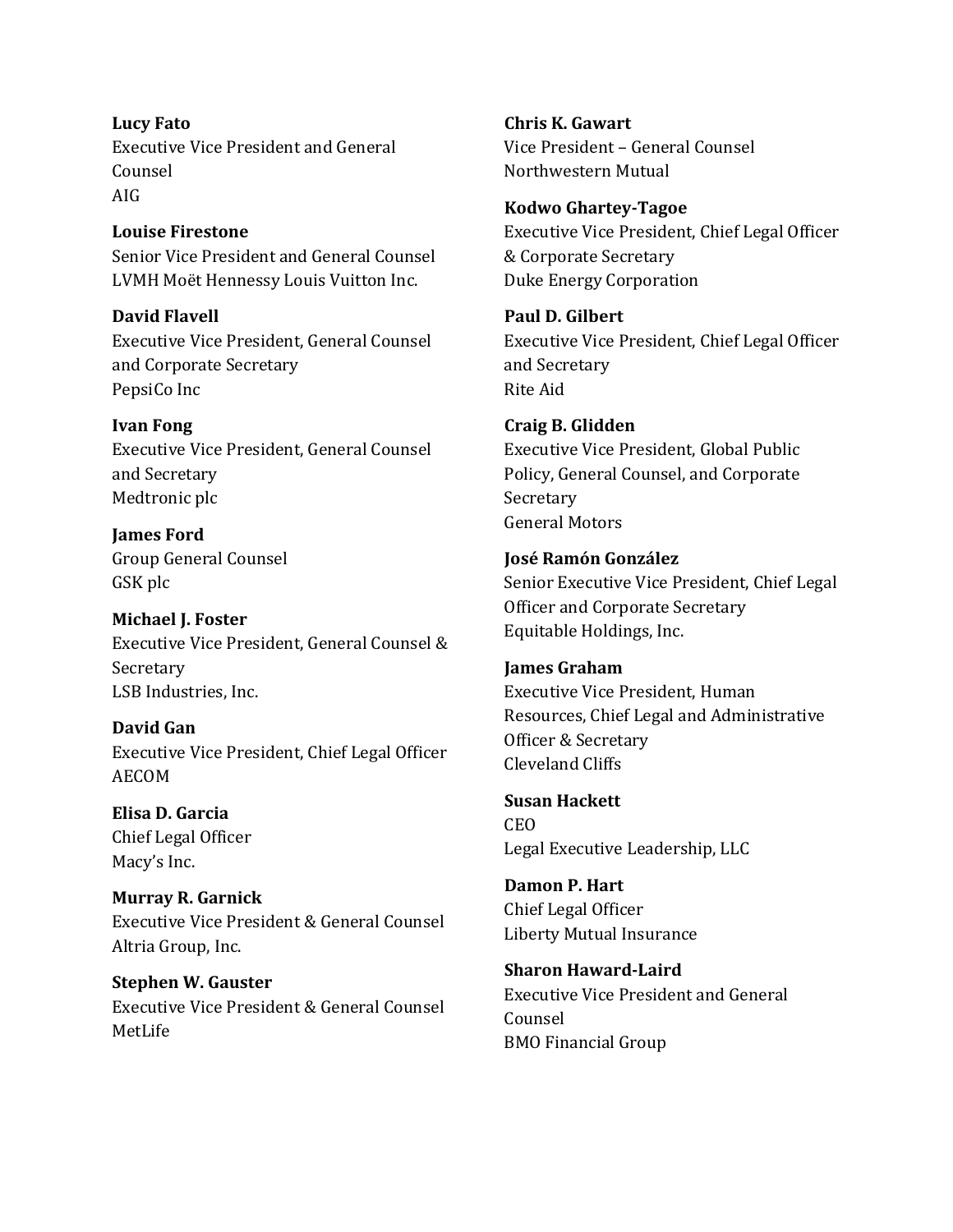**Lucy Fato**
Executive Vice President and General Counsel
AIG

**Louise Firestone**
Senior Vice President and General Counsel
LVMH Moët Hennessy Louis Vuitton Inc.

**David Flavell**
Executive Vice President, General Counsel and Corporate Secretary
PepsiCo Inc

**Ivan Fong**
Executive Vice President, General Counsel and Secretary
Medtronic plc

**James Ford**
Group General Counsel
GSK plc

**Michael J. Foster**
Executive Vice President, General Counsel & Secretary
LSB Industries, Inc.

**David Gan**
Executive Vice President, Chief Legal Officer
AECOM

**Elisa D. Garcia**
Chief Legal Officer
Macy's Inc.

**Murray R. Garnick**
Executive Vice President & General Counsel
Altria Group, Inc.

**Stephen W. Gauster**
Executive Vice President & General Counsel
MetLife

**Chris K. Gawart**
Vice President – General Counsel
Northwestern Mutual

**Kodwo Ghartey-Tagoe**
Executive Vice President, Chief Legal Officer & Corporate Secretary
Duke Energy Corporation

**Paul D. Gilbert**
Executive Vice President, Chief Legal Officer and Secretary
Rite Aid

**Craig B. Glidden**
Executive Vice President, Global Public Policy, General Counsel, and Corporate Secretary
General Motors

**José Ramón González**
Senior Executive Vice President, Chief Legal Officer and Corporate Secretary
Equitable Holdings, Inc.

**James Graham**
Executive Vice President, Human Resources, Chief Legal and Administrative Officer & Secretary
Cleveland Cliffs

**Susan Hackett**
CEO
Legal Executive Leadership, LLC

**Damon P. Hart**
Chief Legal Officer
Liberty Mutual Insurance

**Sharon Haward-Laird**
Executive Vice President and General Counsel
BMO Financial Group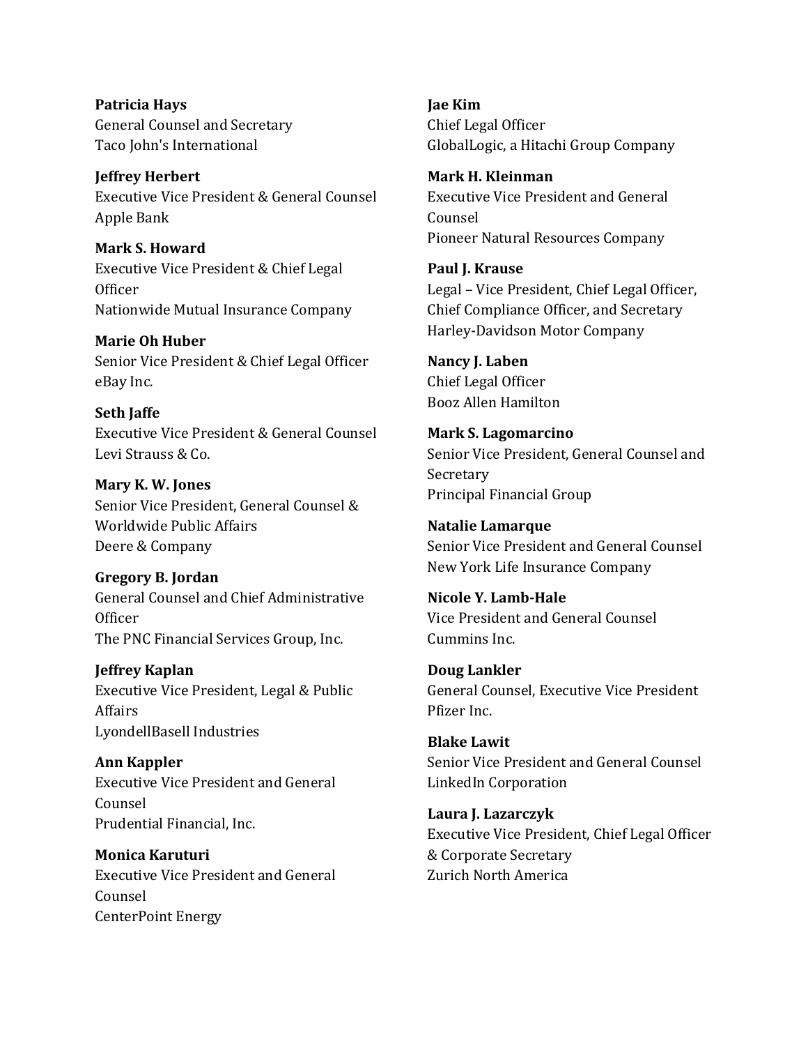**Patricia Hays**
General Counsel and Secretary
Taco John's International

**Jeffrey Herbert**
Executive Vice President & General Counsel
Apple Bank

**Mark S. Howard**
Executive Vice President & Chief Legal Officer
Nationwide Mutual Insurance Company

**Marie Oh Huber**
Senior Vice President & Chief Legal Officer
eBay Inc.

**Seth Jaffe**
Executive Vice President & General Counsel
Levi Strauss & Co.

**Mary K. W. Jones**
Senior Vice President, General Counsel & Worldwide Public Affairs
Deere & Company

**Gregory B. Jordan**
General Counsel and Chief Administrative Officer
The PNC Financial Services Group, Inc.

**Jeffrey Kaplan**
Executive Vice President, Legal & Public Affairs
LyondellBasell Industries

**Ann Kappler**
Executive Vice President and General Counsel
Prudential Financial, Inc.

**Monica Karuturi**
Executive Vice President and General Counsel
CenterPoint Energy

**Jae Kim**
Chief Legal Officer
GlobalLogic, a Hitachi Group Company

**Mark H. Kleinman**
Executive Vice President and General Counsel
Pioneer Natural Resources Company

**Paul J. Krause**
Legal – Vice President, Chief Legal Officer, Chief Compliance Officer, and Secretary
Harley-Davidson Motor Company

**Nancy J. Laben**
Chief Legal Officer
Booz Allen Hamilton

**Mark S. Lagomarcino**
Senior Vice President, General Counsel and Secretary
Principal Financial Group

**Natalie Lamarque**
Senior Vice President and General Counsel
New York Life Insurance Company

**Nicole Y. Lamb-Hale**
Vice President and General Counsel
Cummins Inc.

**Doug Lankler**
General Counsel, Executive Vice President
Pfizer Inc.

**Blake Lawit**
Senior Vice President and General Counsel
LinkedIn Corporation

**Laura J. Lazarczyk**
Executive Vice President, Chief Legal Officer & Corporate Secretary
Zurich North America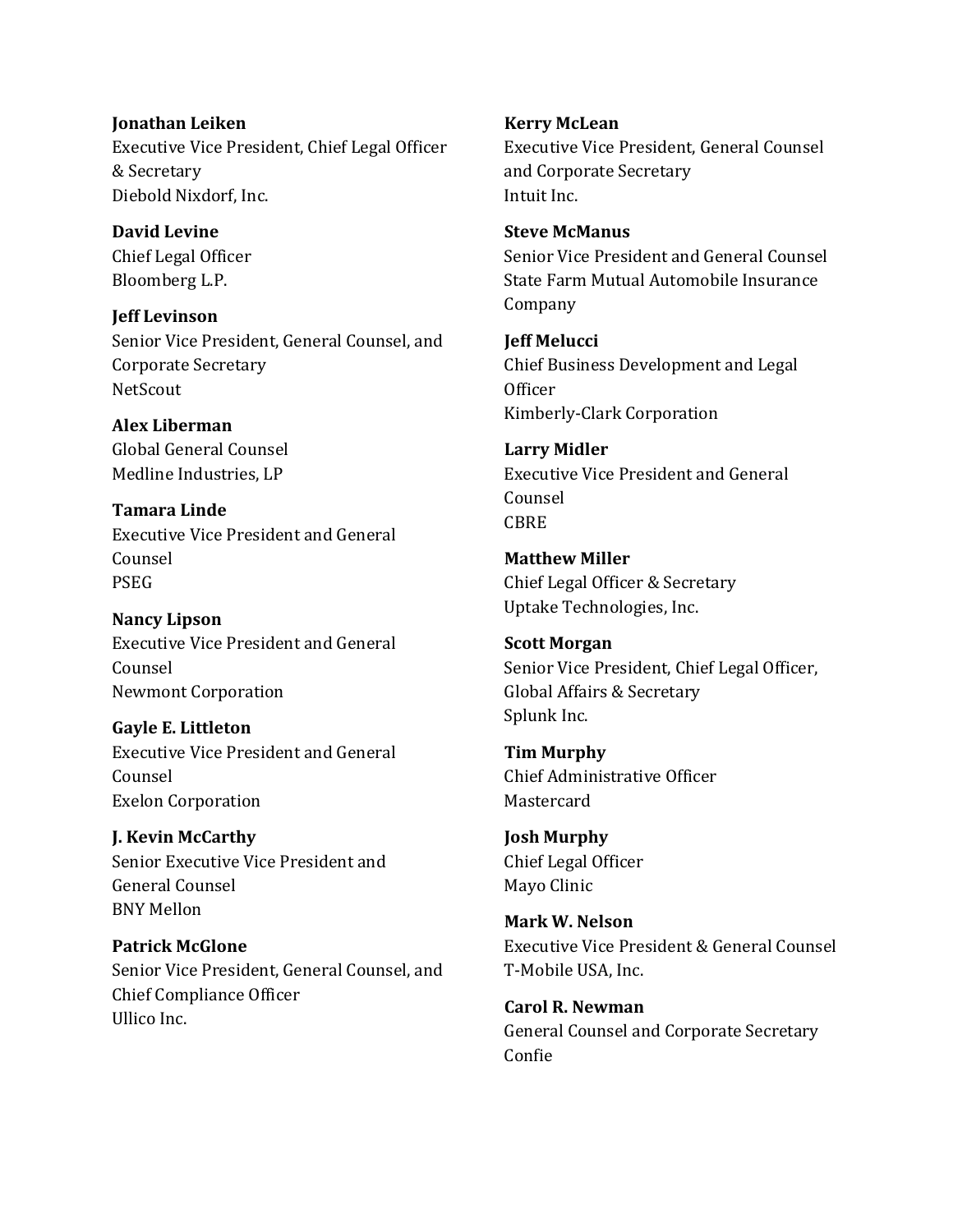**Jonathan Leiken**
Executive Vice President, Chief Legal Officer & Secretary
Diebold Nixdorf, Inc.

**David Levine**
Chief Legal Officer
Bloomberg L.P.

**Jeff Levinson**
Senior Vice President, General Counsel, and Corporate Secretary
NetScout

**Alex Liberman**
Global General Counsel
Medline Industries, LP

**Tamara Linde**
Executive Vice President and General Counsel
PSEG

**Nancy Lipson**
Executive Vice President and General Counsel
Newmont Corporation

**Gayle E. Littleton**
Executive Vice President and General Counsel
Exelon Corporation

**J. Kevin McCarthy**
Senior Executive Vice President and General Counsel
BNY Mellon

**Patrick McGlone**
Senior Vice President, General Counsel, and Chief Compliance Officer
Ullico Inc.

**Kerry McLean**
Executive Vice President, General Counsel and Corporate Secretary
Intuit Inc.

**Steve McManus**
Senior Vice President and General Counsel
State Farm Mutual Automobile Insurance Company

**Jeff Melucci**
Chief Business Development and Legal Officer
Kimberly-Clark Corporation

**Larry Midler**
Executive Vice President and General Counsel
CBRE

**Matthew Miller**
Chief Legal Officer & Secretary
Uptake Technologies, Inc.

**Scott Morgan**
Senior Vice President, Chief Legal Officer, Global Affairs & Secretary
Splunk Inc.

**Tim Murphy**
Chief Administrative Officer
Mastercard

**Josh Murphy**
Chief Legal Officer
Mayo Clinic

**Mark W. Nelson**
Executive Vice President & General Counsel
T-Mobile USA, Inc.

**Carol R. Newman**
General Counsel and Corporate Secretary
Confie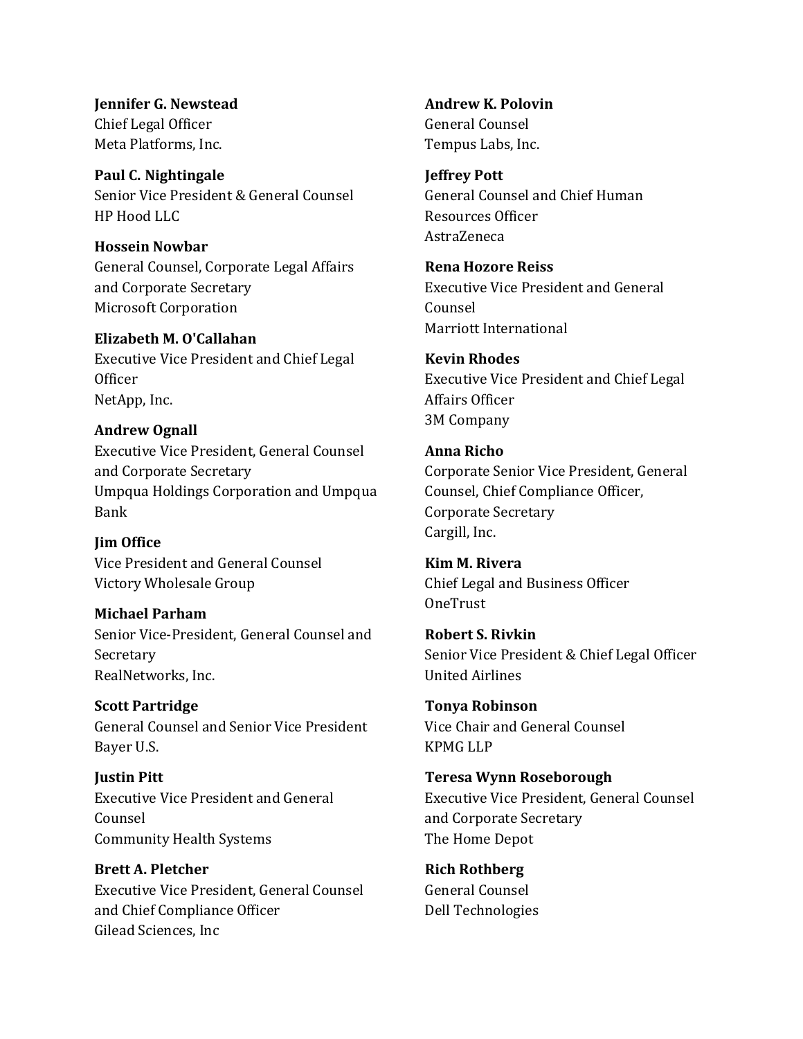**Jennifer G. Newstead**
Chief Legal Officer
Meta Platforms, Inc.

**Paul C. Nightingale**
Senior Vice President & General Counsel
HP Hood LLC

**Hossein Nowbar**
General Counsel, Corporate Legal Affairs and Corporate Secretary
Microsoft Corporation

**Elizabeth M. O'Callahan**
Executive Vice President and Chief Legal Officer
NetApp, Inc.

**Andrew Ognall**
Executive Vice President, General Counsel and Corporate Secretary
Umpqua Holdings Corporation and Umpqua Bank

**Jim Office**
Vice President and General Counsel
Victory Wholesale Group

**Michael Parham**
Senior Vice-President, General Counsel and Secretary
RealNetworks, Inc.

**Scott Partridge**
General Counsel and Senior Vice President
Bayer U.S.

**Justin Pitt**
Executive Vice President and General Counsel
Community Health Systems

**Brett A. Pletcher**
Executive Vice President, General Counsel and Chief Compliance Officer
Gilead Sciences, Inc

**Andrew K. Polovin**
General Counsel
Tempus Labs, Inc.

**Jeffrey Pott**
General Counsel and Chief Human Resources Officer
AstraZeneca

**Rena Hozore Reiss**
Executive Vice President and General Counsel
Marriott International

**Kevin Rhodes**
Executive Vice President and Chief Legal Affairs Officer
3M Company

**Anna Richo**
Corporate Senior Vice President, General Counsel, Chief Compliance Officer, Corporate Secretary
Cargill, Inc.

**Kim M. Rivera**
Chief Legal and Business Officer
OneTrust

**Robert S. Rivkin**
Senior Vice President & Chief Legal Officer
United Airlines

**Tonya Robinson**
Vice Chair and General Counsel
KPMG LLP

**Teresa Wynn Roseborough**
Executive Vice President, General Counsel and Corporate Secretary
The Home Depot

**Rich Rothberg**
General Counsel
Dell Technologies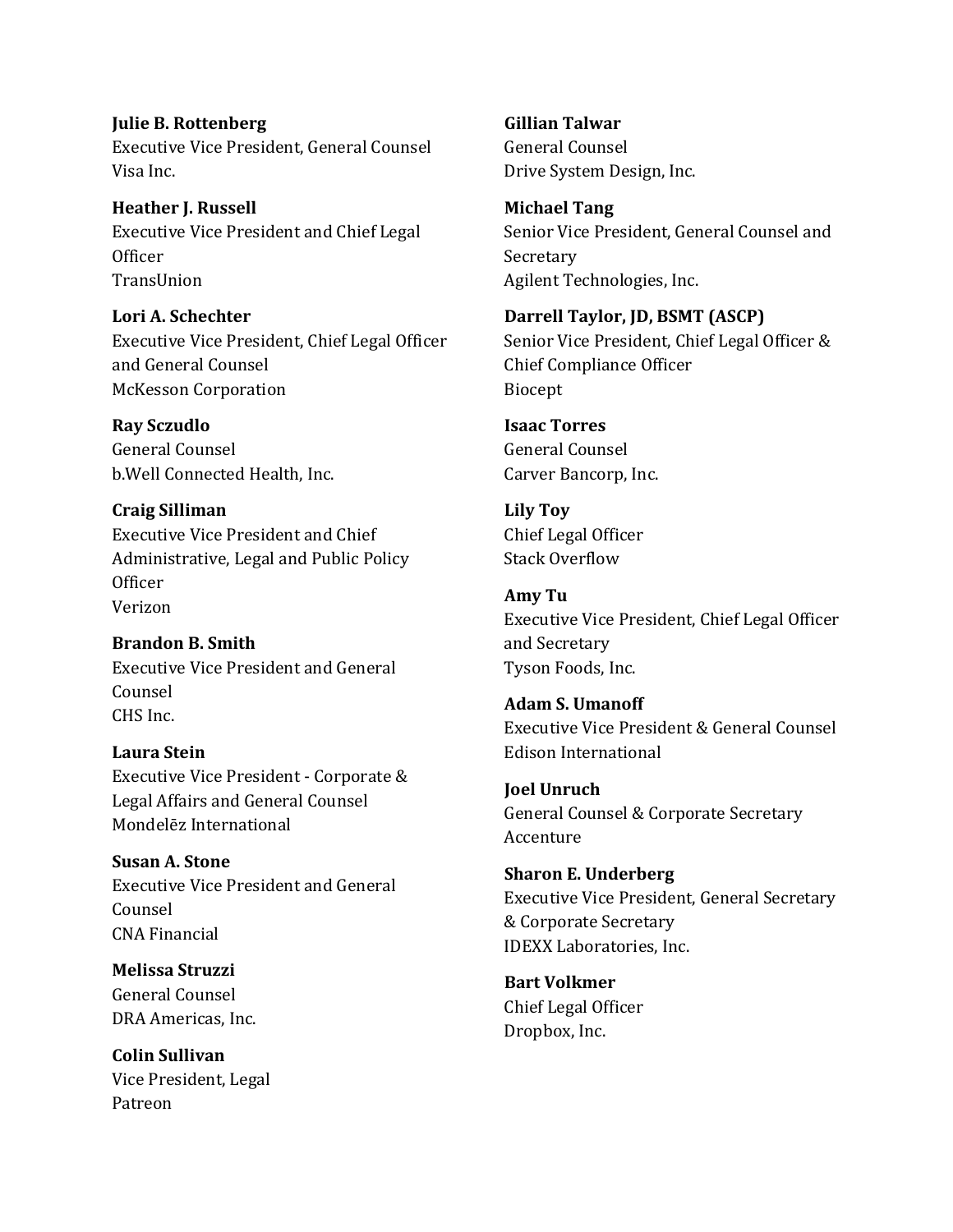**Julie B. Rottenberg**
Executive Vice President, General Counsel
Visa Inc.

**Heather J. Russell**
Executive Vice President and Chief Legal Officer
TransUnion

**Lori A. Schechter**
Executive Vice President, Chief Legal Officer and General Counsel
McKesson Corporation

**Ray Sczudlo**
General Counsel
b.Well Connected Health, Inc.

**Craig Silliman**
Executive Vice President and Chief Administrative, Legal and Public Policy Officer
Verizon

**Brandon B. Smith**
Executive Vice President and General Counsel
CHS Inc.

**Laura Stein**
Executive Vice President - Corporate & Legal Affairs and General Counsel
Mondelēz International

**Susan A. Stone**
Executive Vice President and General Counsel
CNA Financial

**Melissa Struzzi**
General Counsel
DRA Americas, Inc.

**Colin Sullivan**
Vice President, Legal
Patreon

**Gillian Talwar**
General Counsel
Drive System Design, Inc.

**Michael Tang**
Senior Vice President, General Counsel and Secretary
Agilent Technologies, Inc.

**Darrell Taylor, JD, BSMT (ASCP)**
Senior Vice President, Chief Legal Officer & Chief Compliance Officer
Biocept

**Isaac Torres**
General Counsel
Carver Bancorp, Inc.

**Lily Toy**
Chief Legal Officer
Stack Overflow

**Amy Tu**
Executive Vice President, Chief Legal Officer and Secretary
Tyson Foods, Inc.

**Adam S. Umanoff**
Executive Vice President & General Counsel
Edison International

**Joel Unruch**
General Counsel & Corporate Secretary
Accenture

**Sharon E. Underberg**
Executive Vice President, General Secretary & Corporate Secretary
IDEXX Laboratories, Inc.

**Bart Volkmer**
Chief Legal Officer
Dropbox, Inc.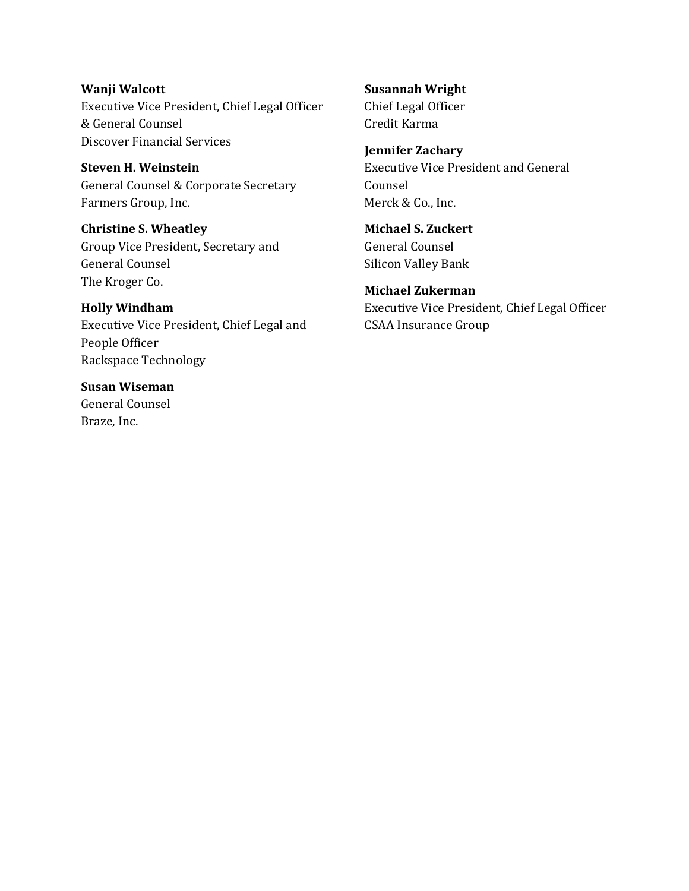**Wanji Walcott**
Executive Vice President, Chief Legal Officer & General Counsel
Discover Financial Services

**Steven H. Weinstein**
General Counsel & Corporate Secretary
Farmers Group, Inc.

**Christine S. Wheatley**
Group Vice President, Secretary and General Counsel
The Kroger Co.

**Holly Windham**
Executive Vice President, Chief Legal and People Officer
Rackspace Technology

**Susan Wiseman**
General Counsel
Braze, Inc.

**Susannah Wright**
Chief Legal Officer
Credit Karma

**Jennifer Zachary**
Executive Vice President and General Counsel
Merck & Co., Inc.

**Michael S. Zuckert**
General Counsel
Silicon Valley Bank

**Michael Zukerman**
Executive Vice President, Chief Legal Officer
CSAA Insurance Group